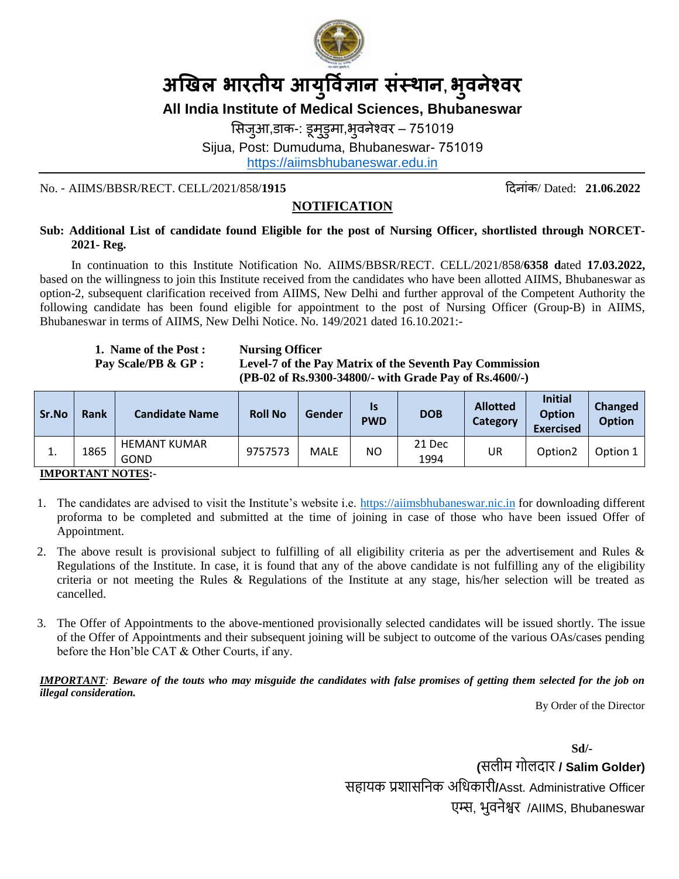# अखिल भारतीय आयुर्विज्ञान संस्थान, भुवनेश्वर

**All India Institute of Medical Sciences, Bhubaneswar**

सिजुआ,डाक-: डूमुडुमा,भुवनेश्वर – 751019

Sijua, Post: Dumuduma, Bhubaneswar- 751019

https://aiimsbhubaneswar.edu.in

No. - AIIMS/BBSR/RECT. CELL/2021/858/**1915** दिनांक/ Dated: **21.06.2022**

## NOTIFICATION

**Sub: Additional List of candidate found Eligible for the post of Nursing Officer, shortlisted through NORCET-2021- Reg.**

In continuation to this Institute Notification No. AIIMS/BBSR/RECT. CELL/2021/858/**6358 d**ated **17.03.2022,** based on the willingness to join this Institute received from the candidates who have been allotted AIIMS, Bhubaneswar as option-2, subsequent clarification received from AIIMS, New Delhi and further approval of the Competent Authority the following candidate has been found eligible for appointment to the post of Nursing Officer (Group-B) in AIIMS, Bhubaneswar in terms of AIIMS, New Delhi Notice. No. 149/2021 dated 16.10.2021:-

**1. Name of the Post :** **Nursing Officer**
**Pay Scale/PB & GP :** **Level-7 of the Pay Matrix of the Seventh Pay Commission (PB-02 of Rs.9300-34800/- with Grade Pay of Rs.4600/-)**

| Sr.No | Rank | Candidate Name | Roll No | Gender | Is PWD | DOB | Allotted Category | Initial Option Exercised | Changed Option |
|---|---|---|---|---|---|---|---|---|---|
| 1. | 1865 | HEMANT KUMAR GOND | 9757573 | MALE | NO | 21 Dec 1994 | UR | Option2 | Option 1 |

**IMPORTANT NOTES:-**

1. The candidates are advised to visit the Institute's website i.e. https://aiimsbhubaneswar.nic.in for downloading different proforma to be completed and submitted at the time of joining in case of those who have been issued Offer of Appointment.
2. The above result is provisional subject to fulfilling of all eligibility criteria as per the advertisement and Rules & Regulations of the Institute. In case, it is found that any of the above candidate is not fulfilling any of the eligibility criteria or not meeting the Rules & Regulations of the Institute at any stage, his/her selection will be treated as cancelled.
3. The Offer of Appointments to the above-mentioned provisionally selected candidates will be issued shortly. The issue of the Offer of Appointments and their subsequent joining will be subject to outcome of the various OAs/cases pending before the Hon'ble CAT & Other Courts, if any.

***IMPORTANT**: **Beware of the touts who may misguide the candidates with false promises of getting them selected for the job on illegal consideration.***

By Order of the Director

**Sd/-**

(सलीम गोलदार / **Salim Golder)**

सहायक प्रशासनिक अधिकारी/Asst. Administrative Officer

एम्स, भुवनेश्वर /AIIMS, Bhubaneswar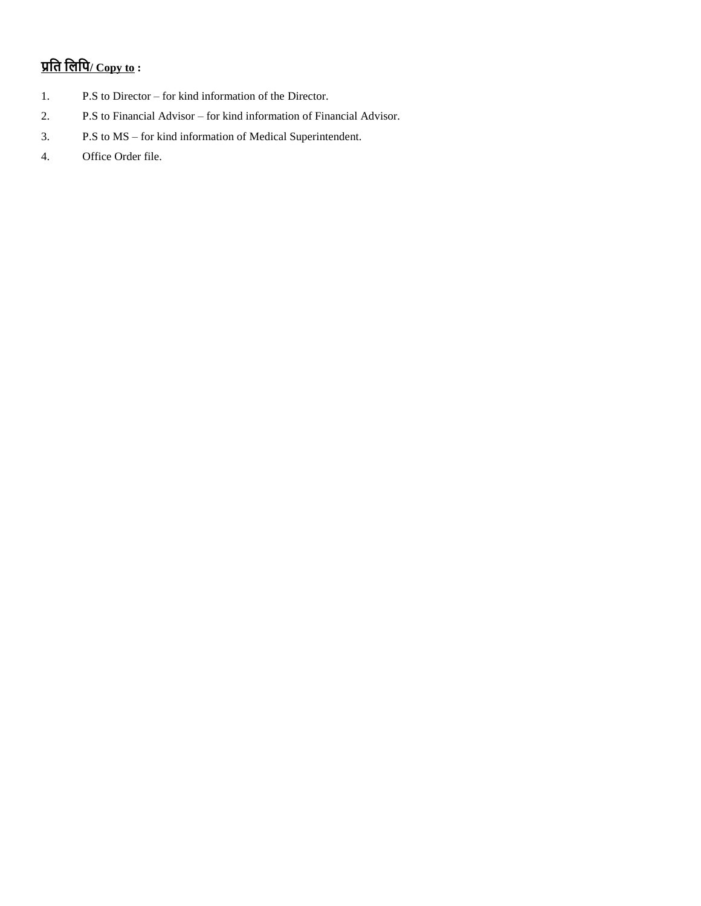**प्रति लिपि/ Copy to :**

1. P.S to Director – for kind information of the Director.
2. P.S to Financial Advisor – for kind information of Financial Advisor.
3. P.S to MS – for kind information of Medical Superintendent.
4. Office Order file.